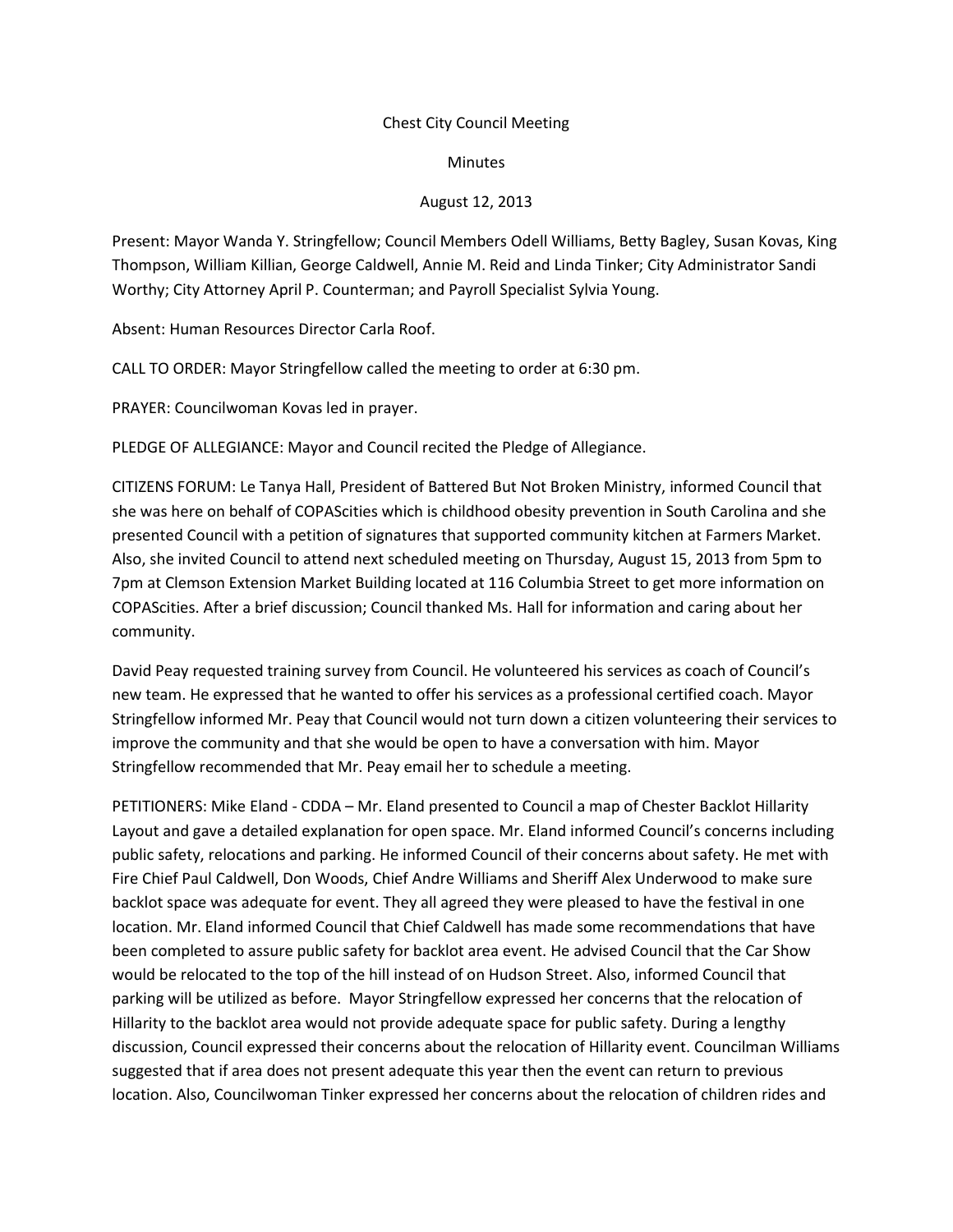Chest City Council Meeting

Minutes

August 12, 2013

Present: Mayor Wanda Y. Stringfellow; Council Members Odell Williams, Betty Bagley, Susan Kovas, King Thompson, William Killian, George Caldwell, Annie M. Reid and Linda Tinker; City Administrator Sandi Worthy; City Attorney April P. Counterman; and Payroll Specialist Sylvia Young.

Absent: Human Resources Director Carla Roof.

CALL TO ORDER: Mayor Stringfellow called the meeting to order at 6:30 pm.

PRAYER: Councilwoman Kovas led in prayer.

PLEDGE OF ALLEGIANCE: Mayor and Council recited the Pledge of Allegiance.

CITIZENS FORUM: Le Tanya Hall, President of Battered But Not Broken Ministry, informed Council that she was here on behalf of COPAScities which is childhood obesity prevention in South Carolina and she presented Council with a petition of signatures that supported community kitchen at Farmers Market. Also, she invited Council to attend next scheduled meeting on Thursday, August 15, 2013 from 5pm to 7pm at Clemson Extension Market Building located at 116 Columbia Street to get more information on COPAScities. After a brief discussion; Council thanked Ms. Hall for information and caring about her community.

David Peay requested training survey from Council. He volunteered his services as coach of Council's new team. He expressed that he wanted to offer his services as a professional certified coach. Mayor Stringfellow informed Mr. Peay that Council would not turn down a citizen volunteering their services to improve the community and that she would be open to have a conversation with him. Mayor Stringfellow recommended that Mr. Peay email her to schedule a meeting.

PETITIONERS: Mike Eland - CDDA – Mr. Eland presented to Council a map of Chester Backlot Hillarity Layout and gave a detailed explanation for open space. Mr. Eland informed Council's concerns including public safety, relocations and parking. He informed Council of their concerns about safety. He met with Fire Chief Paul Caldwell, Don Woods, Chief Andre Williams and Sheriff Alex Underwood to make sure backlot space was adequate for event. They all agreed they were pleased to have the festival in one location. Mr. Eland informed Council that Chief Caldwell has made some recommendations that have been completed to assure public safety for backlot area event. He advised Council that the Car Show would be relocated to the top of the hill instead of on Hudson Street. Also, informed Council that parking will be utilized as before. Mayor Stringfellow expressed her concerns that the relocation of Hillarity to the backlot area would not provide adequate space for public safety. During a lengthy discussion, Council expressed their concerns about the relocation of Hillarity event. Councilman Williams suggested that if area does not present adequate this year then the event can return to previous location. Also, Councilwoman Tinker expressed her concerns about the relocation of children rides and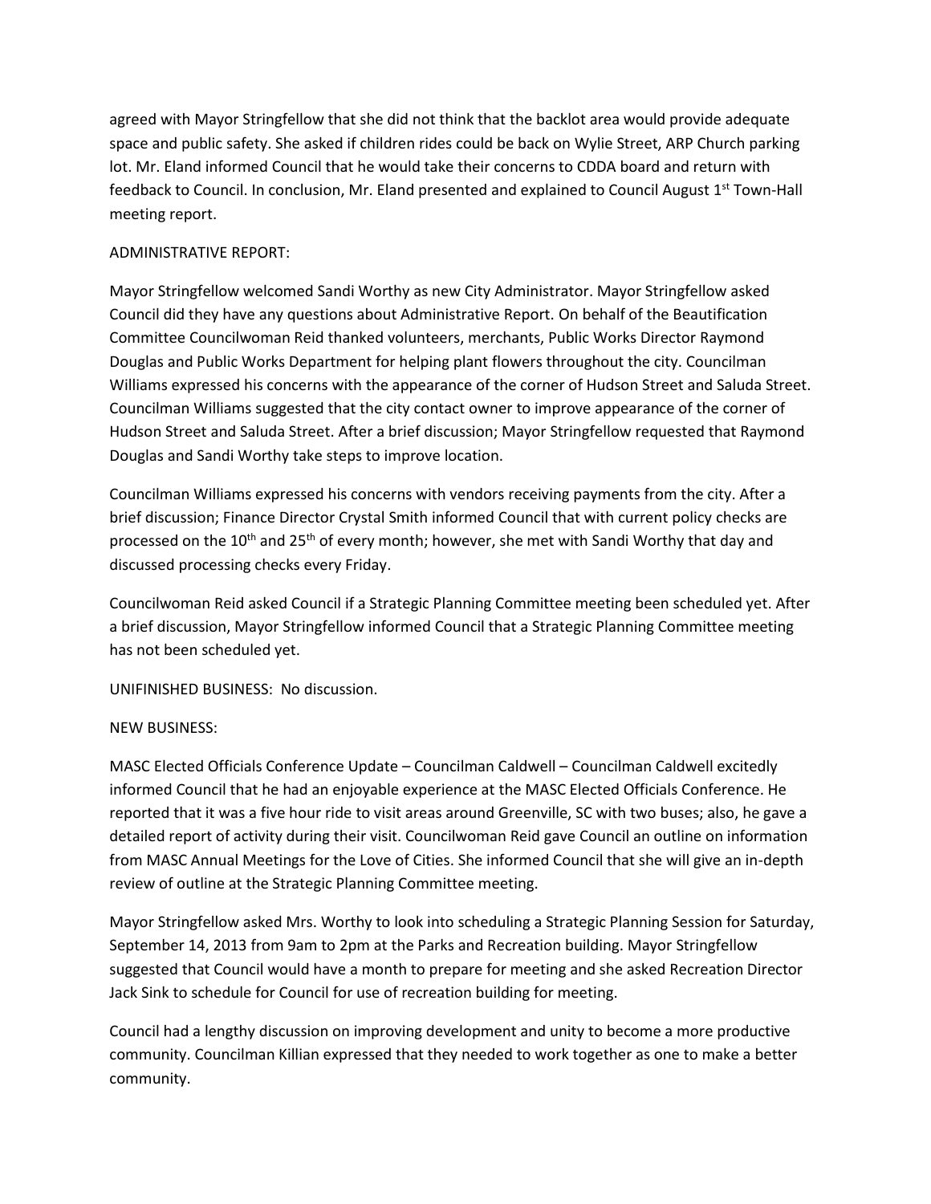agreed with Mayor Stringfellow that she did not think that the backlot area would provide adequate space and public safety. She asked if children rides could be back on Wylie Street, ARP Church parking lot. Mr. Eland informed Council that he would take their concerns to CDDA board and return with feedback to Council. In conclusion, Mr. Eland presented and explained to Council August 1st Town-Hall meeting report.

ADMINISTRATIVE REPORT:

Mayor Stringfellow welcomed Sandi Worthy as new City Administrator. Mayor Stringfellow asked Council did they have any questions about Administrative Report. On behalf of the Beautification Committee Councilwoman Reid thanked volunteers, merchants, Public Works Director Raymond Douglas and Public Works Department for helping plant flowers throughout the city. Councilman Williams expressed his concerns with the appearance of the corner of Hudson Street and Saluda Street. Councilman Williams suggested that the city contact owner to improve appearance of the corner of Hudson Street and Saluda Street. After a brief discussion; Mayor Stringfellow requested that Raymond Douglas and Sandi Worthy take steps to improve location.

Councilman Williams expressed his concerns with vendors receiving payments from the city. After a brief discussion; Finance Director Crystal Smith informed Council that with current policy checks are processed on the 10th and 25th of every month; however, she met with Sandi Worthy that day and discussed processing checks every Friday.

Councilwoman Reid asked Council if a Strategic Planning Committee meeting been scheduled yet. After a brief discussion, Mayor Stringfellow informed Council that a Strategic Planning Committee meeting has not been scheduled yet.

UNIFINISHED BUSINESS: No discussion.

NEW BUSINESS:

MASC Elected Officials Conference Update – Councilman Caldwell – Councilman Caldwell excitedly informed Council that he had an enjoyable experience at the MASC Elected Officials Conference. He reported that it was a five hour ride to visit areas around Greenville, SC with two buses; also, he gave a detailed report of activity during their visit. Councilwoman Reid gave Council an outline on information from MASC Annual Meetings for the Love of Cities. She informed Council that she will give an in-depth review of outline at the Strategic Planning Committee meeting.

Mayor Stringfellow asked Mrs. Worthy to look into scheduling a Strategic Planning Session for Saturday, September 14, 2013 from 9am to 2pm at the Parks and Recreation building. Mayor Stringfellow suggested that Council would have a month to prepare for meeting and she asked Recreation Director Jack Sink to schedule for Council for use of recreation building for meeting.

Council had a lengthy discussion on improving development and unity to become a more productive community. Councilman Killian expressed that they needed to work together as one to make a better community.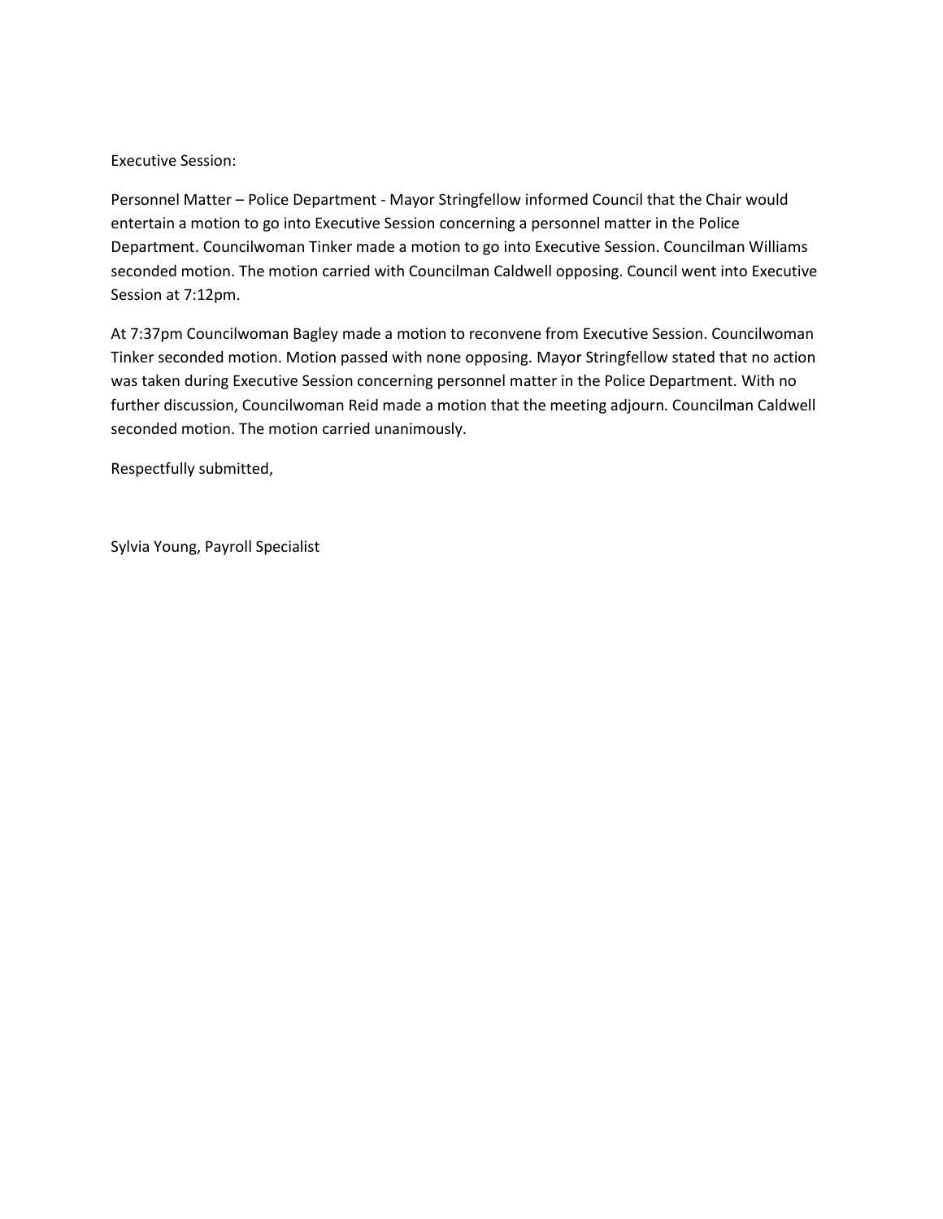Executive Session:

Personnel Matter – Police Department - Mayor Stringfellow informed Council that the Chair would entertain a motion to go into Executive Session concerning a personnel matter in the Police Department. Councilwoman Tinker made a motion to go into Executive Session. Councilman Williams seconded motion. The motion carried with Councilman Caldwell opposing. Council went into Executive Session at 7:12pm.

At 7:37pm Councilwoman Bagley made a motion to reconvene from Executive Session. Councilwoman Tinker seconded motion. Motion passed with none opposing. Mayor Stringfellow stated that no action was taken during Executive Session concerning personnel matter in the Police Department. With no further discussion, Councilwoman Reid made a motion that the meeting adjourn. Councilman Caldwell seconded motion. The motion carried unanimously.

Respectfully submitted,

Sylvia Young, Payroll Specialist